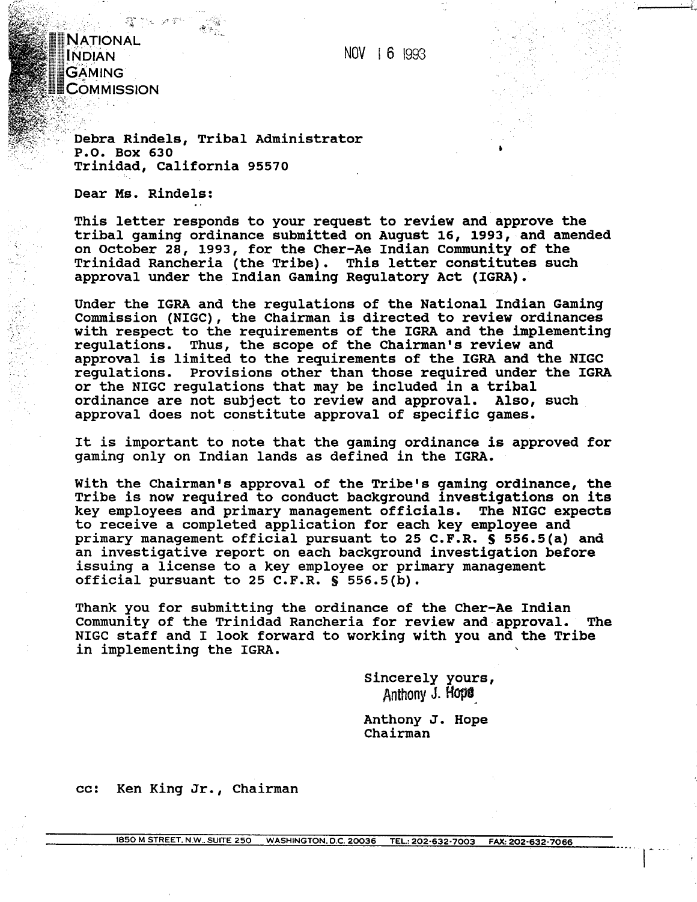NATIONAL
INDIAN
GAMING
COMMISSION

NOV 16 1993

Debra Rindels, Tribal Administrator
P.O. Box 630
Trinidad, California 95570

Dear Ms. Rindels:

This letter responds to your request to review and approve the tribal gaming ordinance submitted on August 16, 1993, and amended on October 28, 1993, for the Cher-Ae Indian Community of the Trinidad Rancheria (the Tribe). This letter constitutes such approval under the Indian Gaming Regulatory Act (IGRA).

Under the IGRA and the regulations of the National Indian Gaming Commission (NIGC), the Chairman is directed to review ordinances with respect to the requirements of the IGRA and the implementing regulations. Thus, the scope of the Chairman's review and approval is limited to the requirements of the IGRA and the NIGC regulations. Provisions other than those required under the IGRA or the NIGC regulations that may be included in a tribal ordinance are not subject to review and approval. Also, such approval does not constitute approval of specific games.

It is important to note that the gaming ordinance is approved for gaming only on Indian lands as defined in the IGRA.

With the Chairman's approval of the Tribe's gaming ordinance, the Tribe is now required to conduct background investigations on its key employees and primary management officials. The NIGC expects to receive a completed application for each key employee and primary management official pursuant to 25 C.F.R. § 556.5(a) and an investigative report on each background investigation before issuing a license to a key employee or primary management official pursuant to 25 C.F.R. § 556.5(b).

Thank you for submitting the ordinance of the Cher-Ae Indian Community of the Trinidad Rancheria for review and approval. The NIGC staff and I look forward to working with you and the Tribe in implementing the IGRA.

Sincerely yours,
Anthony J. Hope

Anthony J. Hope
Chairman

cc: Ken King Jr., Chairman

1850 M STREET, N.W., SUITE 250 WASHINGTON, D.C. 20036 TEL.: 202-632-7003 FAX: 202-632-7066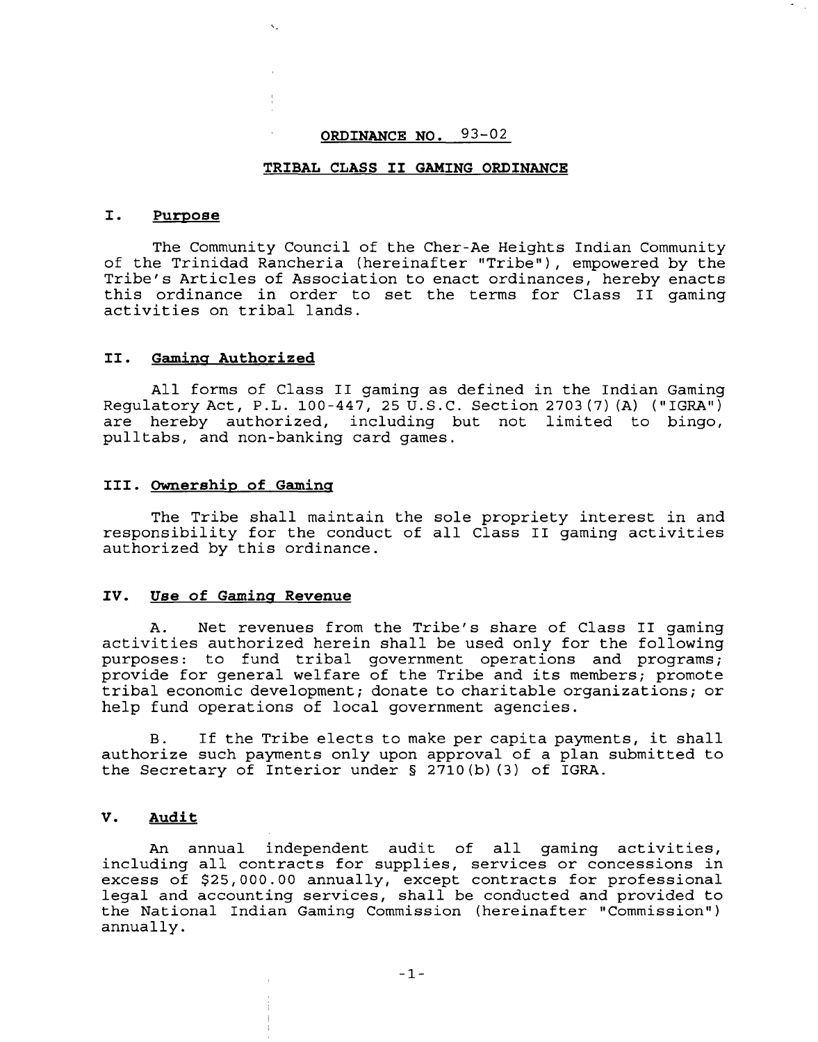# ORDINANCE NO. 93-02

## TRIBAL CLASS II GAMING ORDINANCE

### I. Purpose

The Community Council of the Cher-Ae Heights Indian Community of the Trinidad Rancheria (hereinafter "Tribe"), empowered by the Tribe's Articles of Association to enact ordinances, hereby enacts this ordinance in order to set the terms for Class II gaming activities on tribal lands.

### II. Gaming Authorized

All forms of Class II gaming as defined in the Indian Gaming Regulatory Act, P.L. 100-447, 25 U.S.C. Section 2703(7)(A) ("IGRA") are hereby authorized, including but not limited to bingo, pulltabs, and non-banking card games.

### III. Ownership of Gaming

The Tribe shall maintain the sole propriety interest in and responsibility for the conduct of all Class II gaming activities authorized by this ordinance.

### IV. Use of Gaming Revenue

A. Net revenues from the Tribe's share of Class II gaming activities authorized herein shall be used only for the following purposes: to fund tribal government operations and programs; provide for general welfare of the Tribe and its members; promote tribal economic development; donate to charitable organizations; or help fund operations of local government agencies.

B. If the Tribe elects to make per capita payments, it shall authorize such payments only upon approval of a plan submitted to the Secretary of Interior under § 2710(b)(3) of IGRA.

### V. Audit

An annual independent audit of all gaming activities, including all contracts for supplies, services or concessions in excess of $25,000.00 annually, except contracts for professional legal and accounting services, shall be conducted and provided to the National Indian Gaming Commission (hereinafter "Commission") annually.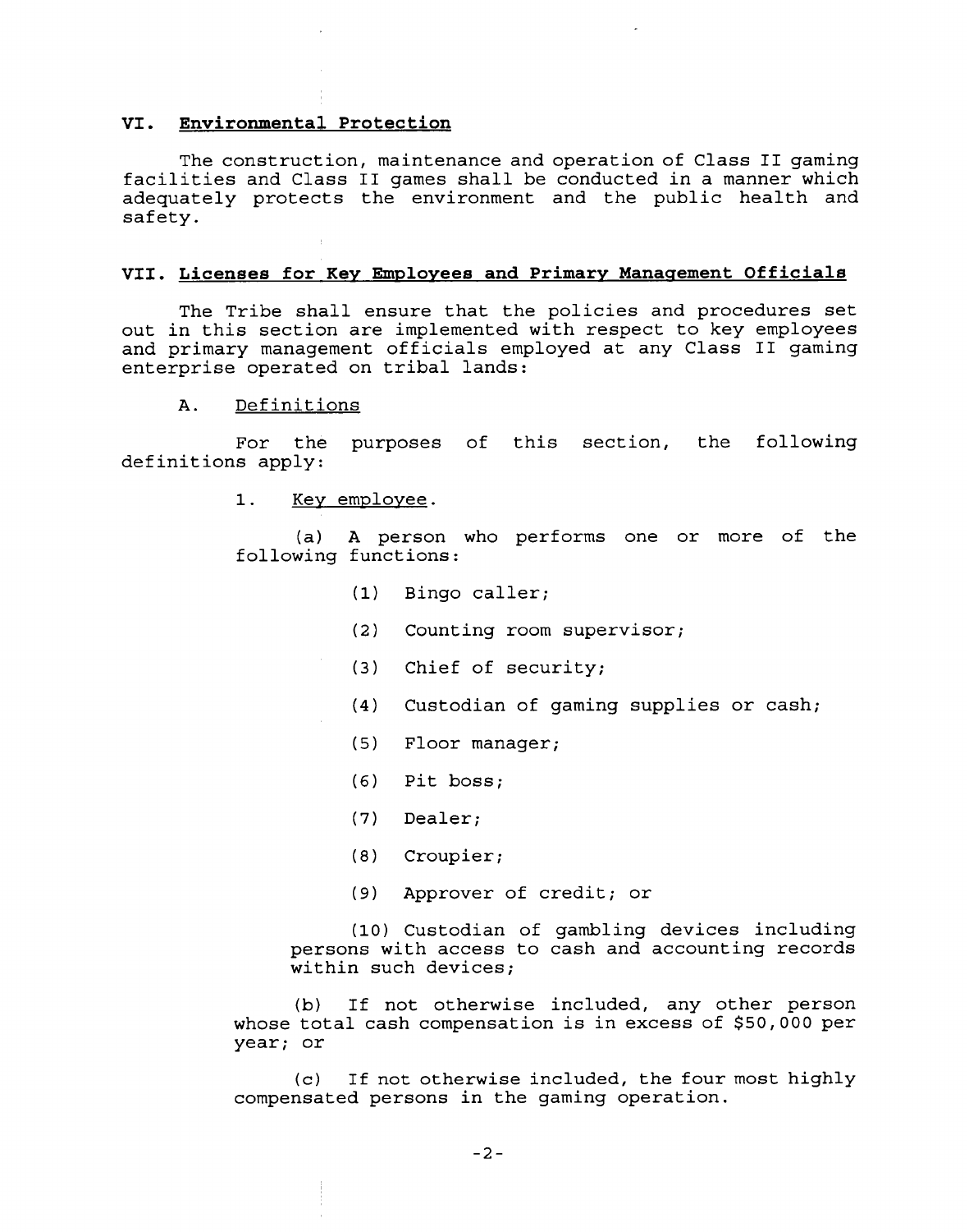## VI. Environmental Protection

The construction, maintenance and operation of Class II gaming facilities and Class II games shall be conducted in a manner which adequately protects the environment and the public health and safety.

## VII. Licenses for Key Employees and Primary Management Officials

The Tribe shall ensure that the policies and procedures set out in this section are implemented with respect to key employees and primary management officials employed at any Class II gaming enterprise operated on tribal lands:

A. Definitions

For the purposes of this section, the following definitions apply:

1. Key employee.

(a) A person who performs one or more of the following functions:

(1) Bingo caller;

(2) Counting room supervisor;

(3) Chief of security;

(4) Custodian of gaming supplies or cash;

(5) Floor manager;

(6) Pit boss;

(7) Dealer;

(8) Croupier;

(9) Approver of credit; or

(10) Custodian of gambling devices including persons with access to cash and accounting records within such devices;

(b) If not otherwise included, any other person whose total cash compensation is in excess of $50,000 per year; or

(c) If not otherwise included, the four most highly compensated persons in the gaming operation.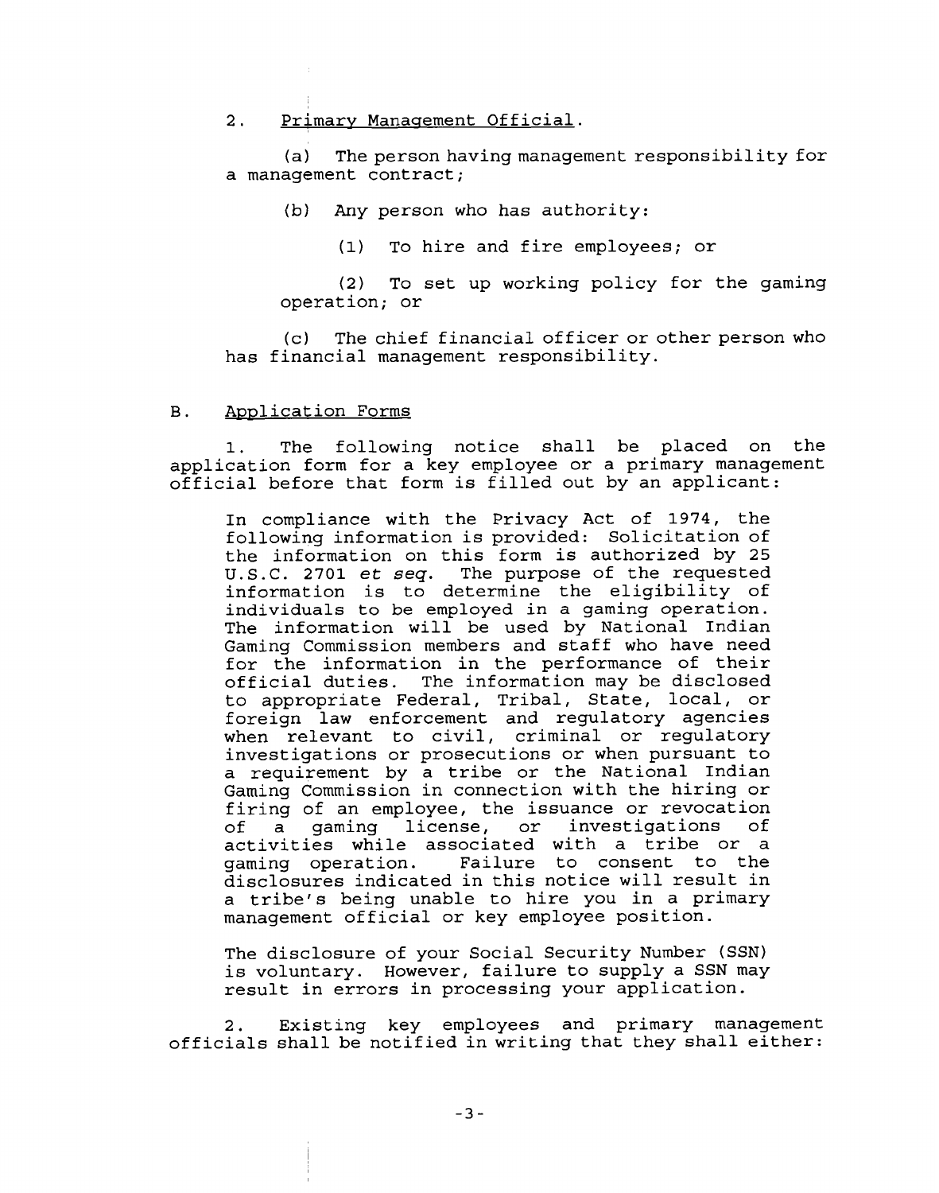2. Primary Management Official.

(a) The person having management responsibility for a management contract;

(b) Any person who has authority:

(1) To hire and fire employees; or

(2) To set up working policy for the gaming operation; or

(c) The chief financial officer or other person who has financial management responsibility.

B. Application Forms

1. The following notice shall be placed on the application form for a key employee or a primary management official before that form is filled out by an applicant:

> In compliance with the Privacy Act of 1974, the following information is provided: Solicitation of the information on this form is authorized by 25 U.S.C. 2701 *et seq*. The purpose of the requested information is to determine the eligibility of individuals to be employed in a gaming operation. The information will be used by National Indian Gaming Commission members and staff who have need for the information in the performance of their official duties. The information may be disclosed to appropriate Federal, Tribal, State, local, or foreign law enforcement and regulatory agencies when relevant to civil, criminal or regulatory investigations or prosecutions or when pursuant to a requirement by a tribe or the National Indian Gaming Commission in connection with the hiring or firing of an employee, the issuance or revocation of a gaming license, or investigations of activities while associated with a tribe or a gaming operation. Failure to consent to the disclosures indicated in this notice will result in a tribe's being unable to hire you in a primary management official or key employee position.
>
> The disclosure of your Social Security Number (SSN) is voluntary. However, failure to supply a SSN may result in errors in processing your application.

2. Existing key employees and primary management officials shall be notified in writing that they shall either: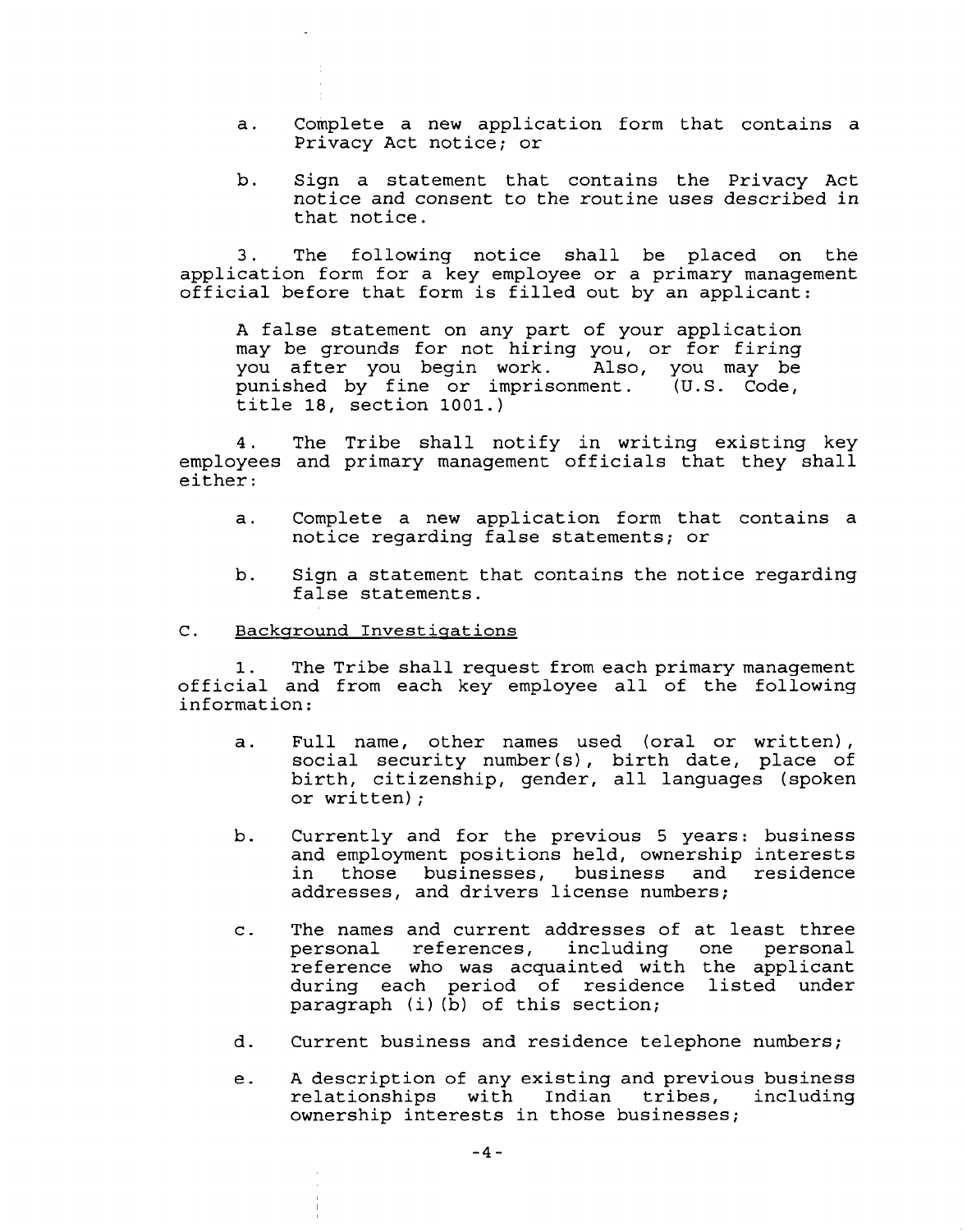a. Complete a new application form that contains a Privacy Act notice; or

b. Sign a statement that contains the Privacy Act notice and consent to the routine uses described in that notice.

3. The following notice shall be placed on the application form for a key employee or a primary management official before that form is filled out by an applicant:

> A false statement on any part of your application may be grounds for not hiring you, or for firing you after you begin work. Also, you may be punished by fine or imprisonment. (U.S. Code, title 18, section 1001.)

4. The Tribe shall notify in writing existing key employees and primary management officials that they shall either:

a. Complete a new application form that contains a notice regarding false statements; or

b. Sign a statement that contains the notice regarding false statements.

C. Background Investigations

1. The Tribe shall request from each primary management official and from each key employee all of the following information:

a. Full name, other names used (oral or written), social security number(s), birth date, place of birth, citizenship, gender, all languages (spoken or written);

b. Currently and for the previous 5 years: business and employment positions held, ownership interests in those businesses, business and residence addresses, and drivers license numbers;

c. The names and current addresses of at least three personal references, including one personal reference who was acquainted with the applicant during each period of residence listed under paragraph (i)(b) of this section;

d. Current business and residence telephone numbers;

e. A description of any existing and previous business relationships with Indian tribes, including ownership interests in those businesses;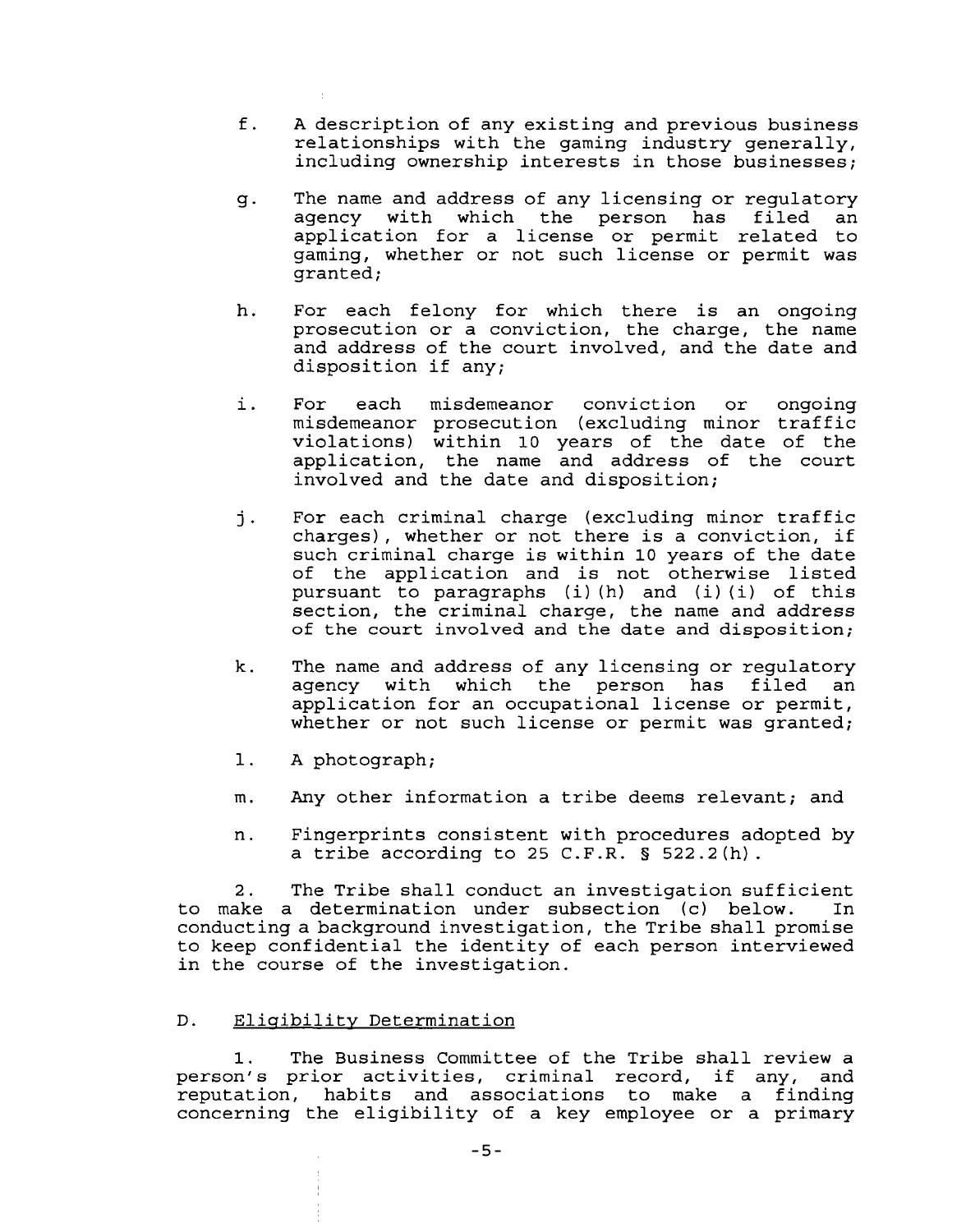f. A description of any existing and previous business relationships with the gaming industry generally, including ownership interests in those businesses;

g. The name and address of any licensing or regulatory agency with which the person has filed an application for a license or permit related to gaming, whether or not such license or permit was granted;

h. For each felony for which there is an ongoing prosecution or a conviction, the charge, the name and address of the court involved, and the date and disposition if any;

i. For each misdemeanor conviction or ongoing misdemeanor prosecution (excluding minor traffic violations) within 10 years of the date of the application, the name and address of the court involved and the date and disposition;

j. For each criminal charge (excluding minor traffic charges), whether or not there is a conviction, if such criminal charge is within 10 years of the date of the application and is not otherwise listed pursuant to paragraphs (i)(h) and (i)(i) of this section, the criminal charge, the name and address of the court involved and the date and disposition;

k. The name and address of any licensing or regulatory agency with which the person has filed an application for an occupational license or permit, whether or not such license or permit was granted;

l. A photograph;

m. Any other information a tribe deems relevant; and

n. Fingerprints consistent with procedures adopted by a tribe according to 25 C.F.R. § 522.2(h).

2. The Tribe shall conduct an investigation sufficient to make a determination under subsection (c) below. In conducting a background investigation, the Tribe shall promise to keep confidential the identity of each person interviewed in the course of the investigation.

D. Eligibility Determination

1. The Business Committee of the Tribe shall review a person's prior activities, criminal record, if any, and reputation, habits and associations to make a finding concerning the eligibility of a key employee or a primary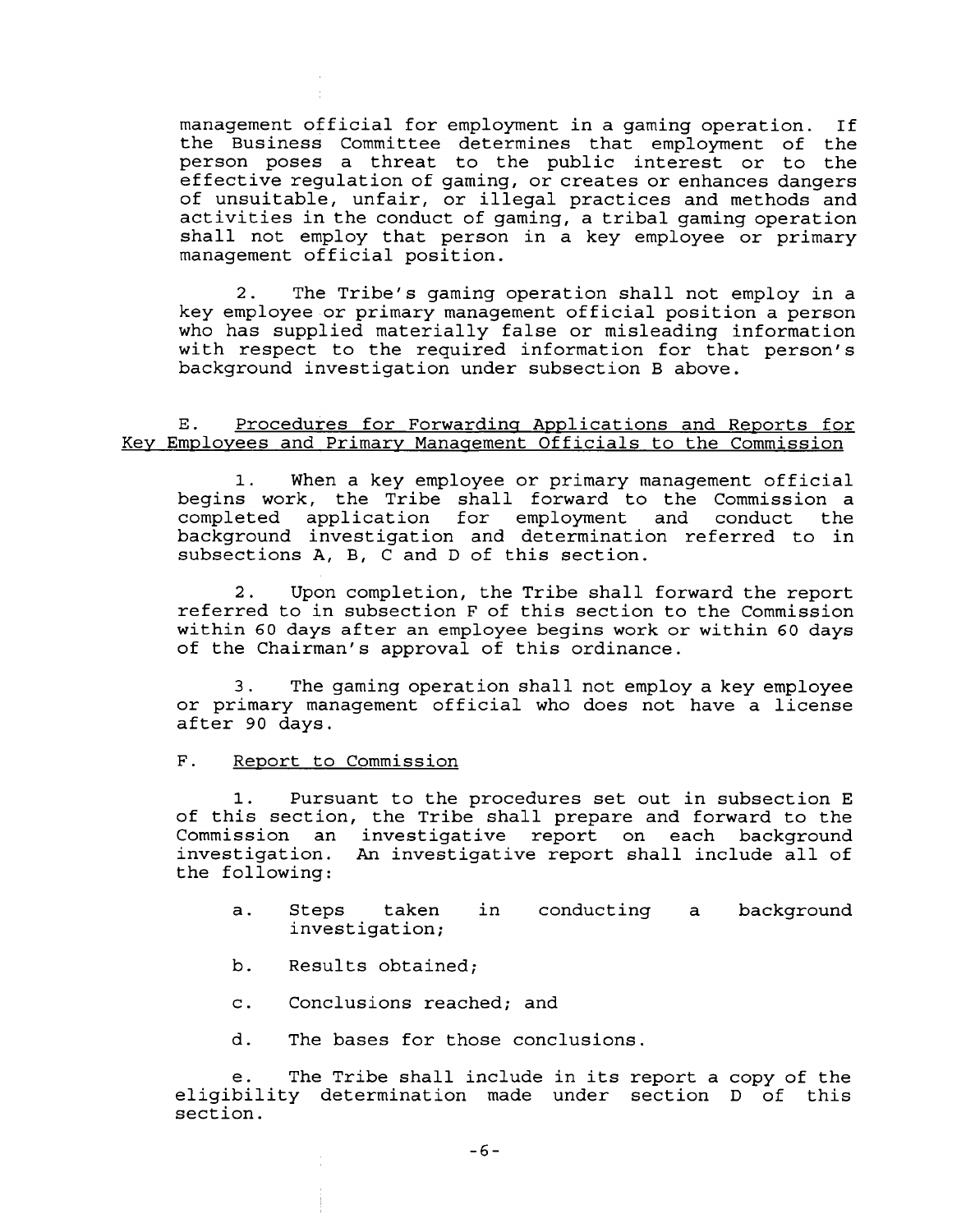management official for employment in a gaming operation. If the Business Committee determines that employment of the person poses a threat to the public interest or to the effective regulation of gaming, or creates or enhances dangers of unsuitable, unfair, or illegal practices and methods and activities in the conduct of gaming, a tribal gaming operation shall not employ that person in a key employee or primary management official position.

2. The Tribe's gaming operation shall not employ in a key employee or primary management official position a person who has supplied materially false or misleading information with respect to the required information for that person's background investigation under subsection B above.

E. <u>Procedures for Forwarding Applications and Reports for Key Employees and Primary Management Officials to the Commission</u>

1. When a key employee or primary management official begins work, the Tribe shall forward to the Commission a completed application for employment and conduct the background investigation and determination referred to in subsections A, B, C and D of this section.

2. Upon completion, the Tribe shall forward the report referred to in subsection F of this section to the Commission within 60 days after an employee begins work or within 60 days of the Chairman's approval of this ordinance.

3. The gaming operation shall not employ a key employee or primary management official who does not have a license after 90 days.

F. <u>Report to Commission</u>

1. Pursuant to the procedures set out in subsection E of this section, the Tribe shall prepare and forward to the Commission an investigative report on each background investigation. An investigative report shall include all of the following:

a. Steps taken in conducting a background investigation;

b. Results obtained;

c. Conclusions reached; and

d. The bases for those conclusions.

e. The Tribe shall include in its report a copy of the eligibility determination made under section D of this section.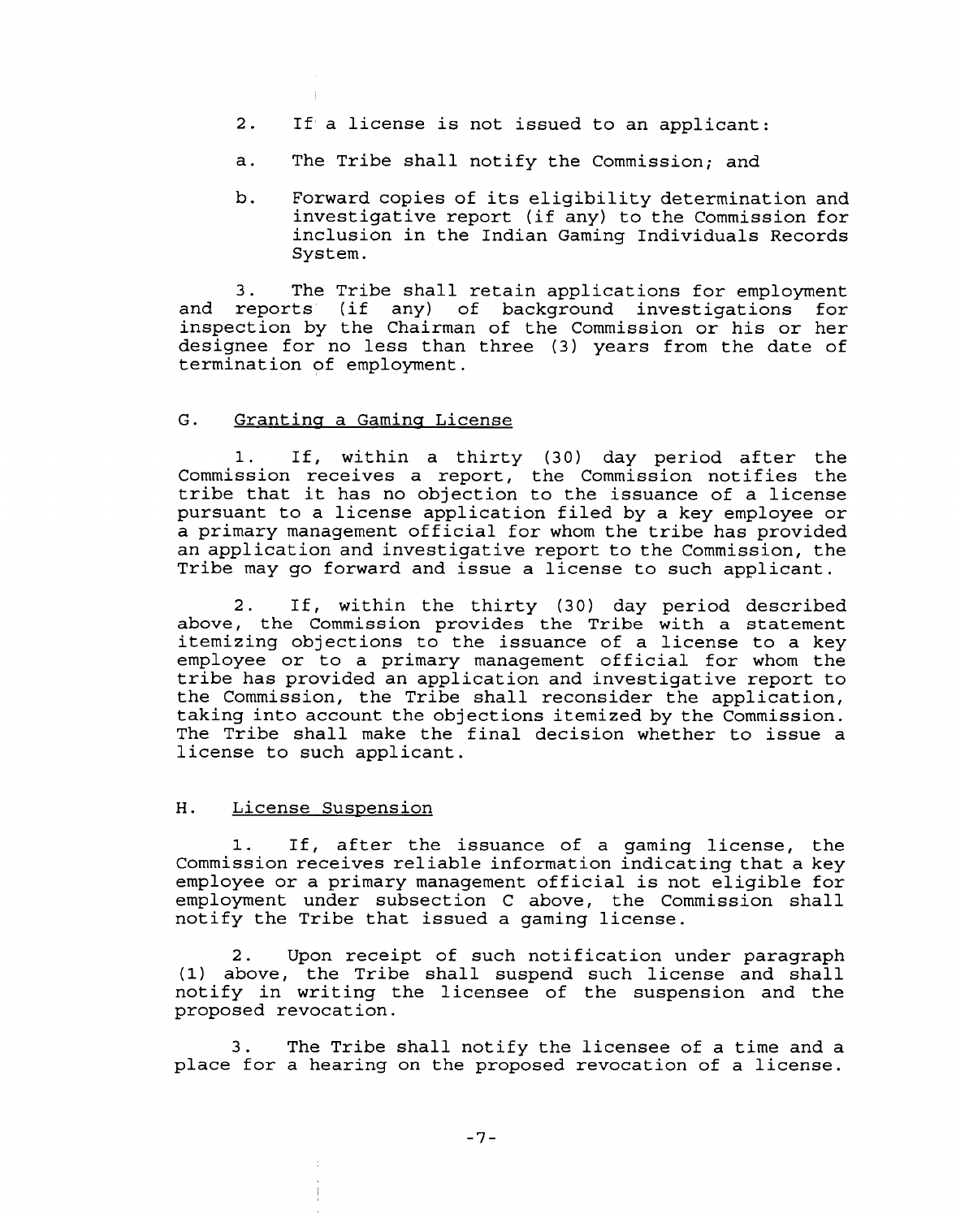2. If a license is not issued to an applicant:

a. The Tribe shall notify the Commission; and

b. Forward copies of its eligibility determination and investigative report (if any) to the Commission for inclusion in the Indian Gaming Individuals Records System.

3. The Tribe shall retain applications for employment and reports (if any) of background investigations for inspection by the Chairman of the Commission or his or her designee for no less than three (3) years from the date of termination of employment.

## G. Granting a Gaming License

1. If, within a thirty (30) day period after the Commission receives a report, the Commission notifies the tribe that it has no objection to the issuance of a license pursuant to a license application filed by a key employee or a primary management official for whom the tribe has provided an application and investigative report to the Commission, the Tribe may go forward and issue a license to such applicant.

2. If, within the thirty (30) day period described above, the Commission provides the Tribe with a statement itemizing objections to the issuance of a license to a key employee or to a primary management official for whom the tribe has provided an application and investigative report to the Commission, the Tribe shall reconsider the application, taking into account the objections itemized by the Commission. The Tribe shall make the final decision whether to issue a license to such applicant.

## H. License Suspension

1. If, after the issuance of a gaming license, the Commission receives reliable information indicating that a key employee or a primary management official is not eligible for employment under subsection C above, the Commission shall notify the Tribe that issued a gaming license.

2. Upon receipt of such notification under paragraph (1) above, the Tribe shall suspend such license and shall notify in writing the licensee of the suspension and the proposed revocation.

3. The Tribe shall notify the licensee of a time and a place for a hearing on the proposed revocation of a license.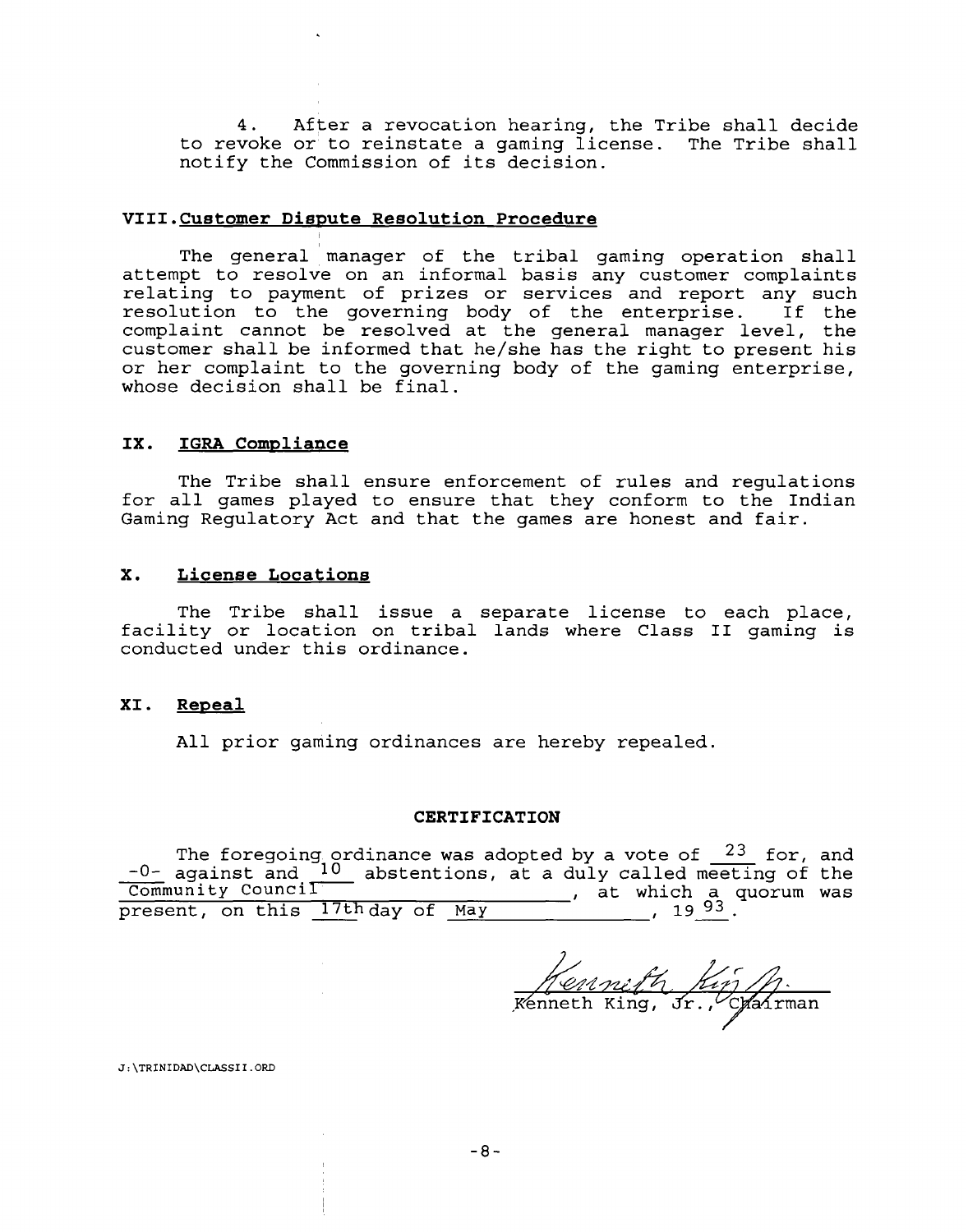4. After a revocation hearing, the Tribe shall decide to revoke or to reinstate a gaming license. The Tribe shall notify the Commission of its decision.

## VIII. Customer Dispute Resolution Procedure

The general manager of the tribal gaming operation shall attempt to resolve on an informal basis any customer complaints relating to payment of prizes or services and report any such resolution to the governing body of the enterprise. If the complaint cannot be resolved at the general manager level, the customer shall be informed that he/she has the right to present his or her complaint to the governing body of the gaming enterprise, whose decision shall be final.

## IX. IGRA Compliance

The Tribe shall ensure enforcement of rules and regulations for all games played to ensure that they conform to the Indian Gaming Regulatory Act and that the games are honest and fair.

## X. License Locations

The Tribe shall issue a separate license to each place, facility or location on tribal lands where Class II gaming is conducted under this ordinance.

## XI. Repeal

All prior gaming ordinances are hereby repealed.

### CERTIFICATION

The foregoing ordinance was adopted by a vote of 23 for, and -0- against and 10 abstentions, at a duly called meeting of the Community Council, at which a quorum was present, on this 17th day of May, 1993.

Kenneth King, Jr., Chairman

J:\TRINIDAD\CLASSII.ORD